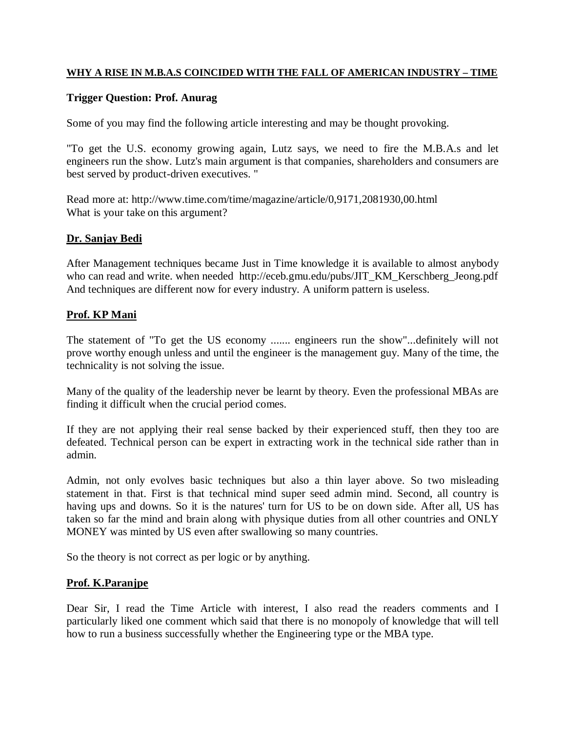**WHY A RISE IN M.B.A.S COINCIDED WITH THE FALL OF AMERICAN INDUSTRY – TIME**

### Trigger Question: Prof. Anurag

Some of you may find the following article interesting and may be thought provoking.

"To get the U.S. economy growing again, Lutz says, we need to fire the M.B.A.s and let engineers run the show. Lutz's main argument is that companies, shareholders and consumers are best served by product-driven executives. "

Read more at: http://www.time.com/time/magazine/article/0,9171,2081930,00.html
What is your take on this argument?

### Dr. Sanjay Bedi

After Management techniques became Just in Time knowledge it is available to almost anybody who can read and write. when needed http://eceb.gmu.edu/pubs/JIT_KM_Kerschberg_Jeong.pdf
And techniques are different now for every industry. A uniform pattern is useless.

### Prof. KP Mani

The statement of "To get the US economy ....... engineers run the show"...definitely will not prove worthy enough unless and until the engineer is the management guy. Many of the time, the technicality is not solving the issue.

Many of the quality of the leadership never be learnt by theory. Even the professional MBAs are finding it difficult when the crucial period comes.

If they are not applying their real sense backed by their experienced stuff, then they too are defeated. Technical person can be expert in extracting work in the technical side rather than in admin.

Admin, not only evolves basic techniques but also a thin layer above. So two misleading statement in that. First is that technical mind super seed admin mind. Second, all country is having ups and downs. So it is the natures' turn for US to be on down side. After all, US has taken so far the mind and brain along with physique duties from all other countries and ONLY MONEY was minted by US even after swallowing so many countries.

So the theory is not correct as per logic or by anything.

### Prof. K.Paranjpe

Dear Sir, I read the Time Article with interest, I also read the readers comments and I particularly liked one comment which said that there is no monopoly of knowledge that will tell how to run a business successfully whether the Engineering type or the MBA type.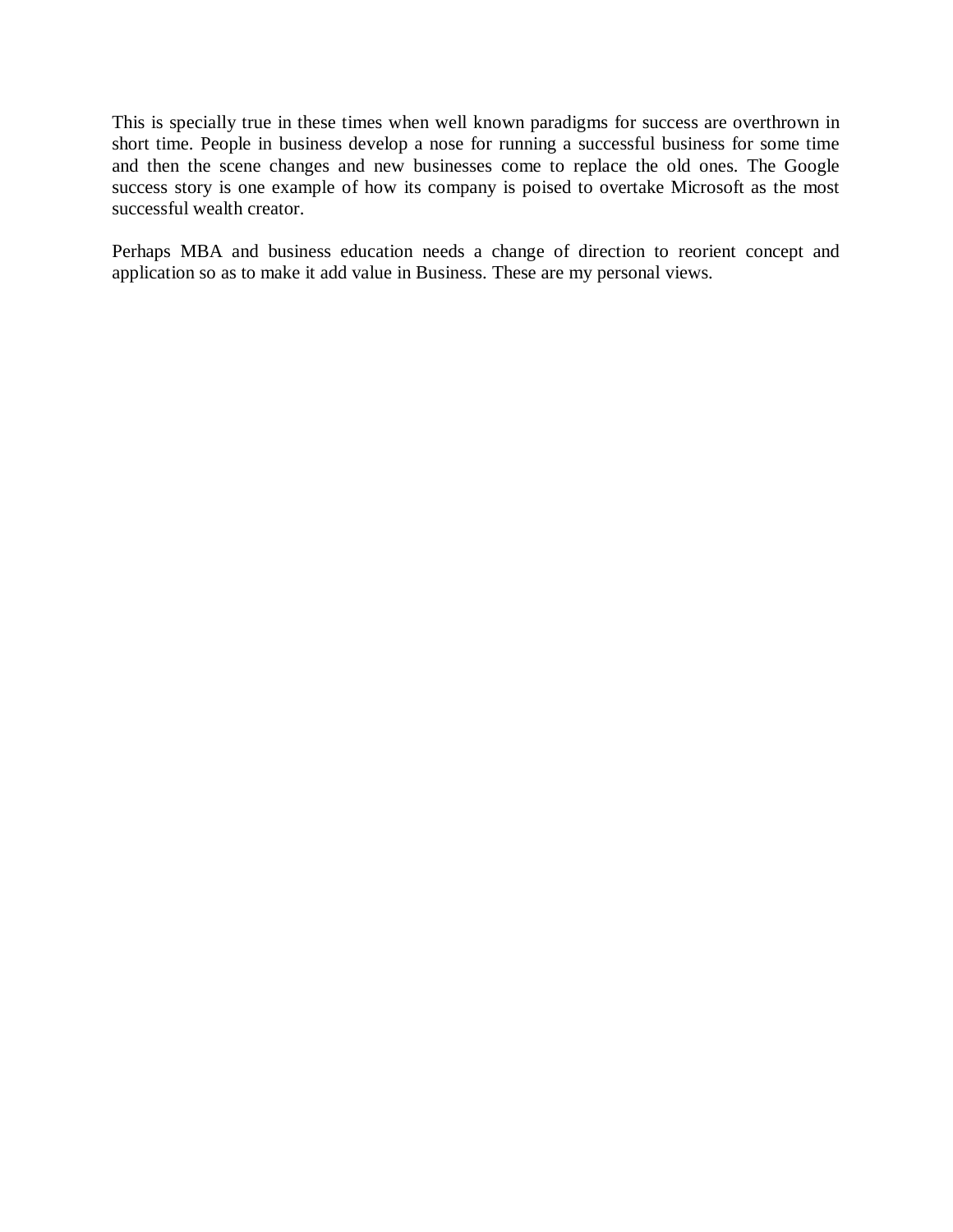This is specially true in these times when well known paradigms for success are overthrown in short time. People in business develop a nose for running a successful business for some time and then the scene changes and new businesses come to replace the old ones. The Google success story is one example of how its company is poised to overtake Microsoft as the most successful wealth creator.

Perhaps MBA and business education needs a change of direction to reorient concept and application so as to make it add value in Business. These are my personal views.